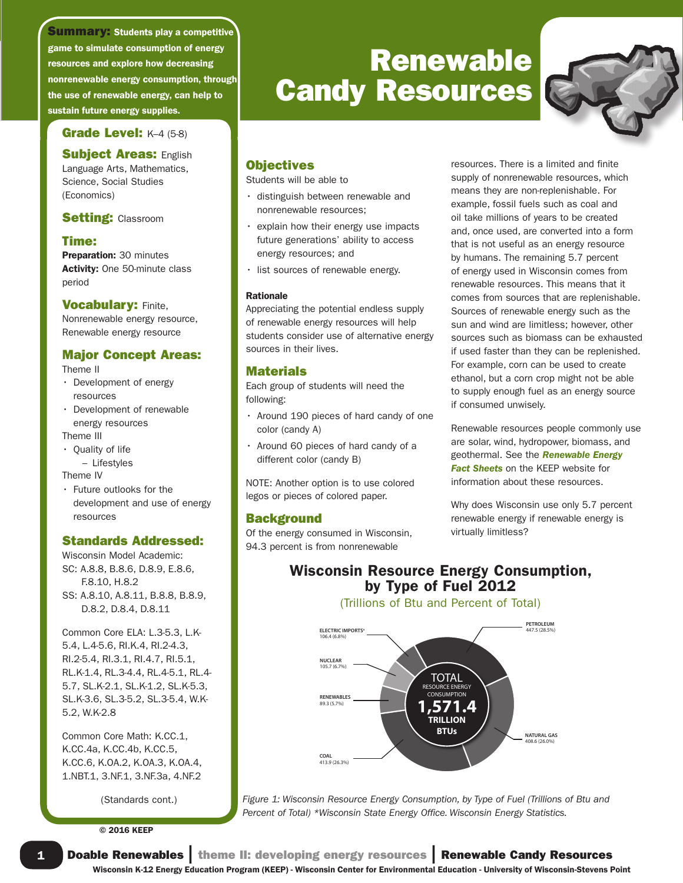# Renewable Candy Resources

**Summary:** Students play a competitive game to simulate consumption of energy resources and explore how decreasing nonrenewable energy consumption, through the use of renewable energy, can help to sustain future energy supplies.

**Grade Level:** K–4 (5-8)

**Subject Areas:** English Language Arts, Mathematics, Science, Social Studies (Economics)

**Setting:** Classroom

**Time:**
**Preparation:** 30 minutes
**Activity:** One 50-minute class period

**Vocabulary:** Finite, Nonrenewable energy resource, Renewable energy resource

**Major Concept Areas:**

Theme II
- Development of energy resources
- Development of renewable energy resources

Theme III
- Quality of life
  - Lifestyles

Theme IV
- Future outlooks for the development and use of energy resources

**Standards Addressed:**

Wisconsin Model Academic:
SC: A.8.8, B.8.6, D.8.9, E.8.6, F.8.10, H.8.2
SS: A.8.10, A.8.11, B.8.8, B.8.9, D.8.2, D.8.4, D.8.11

Common Core ELA: L.3-5.3, L.K-5.4, L.4-5.6, RI.K.4, RI.2-5.4, RI.3.1, RI.4.7, RI.5.1, RL.K-1.4, RL.3-4.4, RL.4-5.1, RL.4-5.7, SL.K-2.1, SL.K-1.2, SL.K-5.3, SL.K-3.6, SL.3-5.2, SL.3-5.4, W.K-5.2, W.K-2.8

Common Core Math: K.CC.1, K.CC.4a, K.CC.4b, K.CC.5, K.CC.6, K.OA.2, K.OA.3, K.OA.4, 1.NBT.1, 3.NF.1, 3.NF.3a, 4.NF.2

(Standards cont.)

© 2016 KEEP

## Objectives

Students will be able to

- distinguish between renewable and nonrenewable resources;
- explain how their energy use impacts future generations' ability to access energy resources; and
- list sources of renewable energy.

### Rationale

Appreciating the potential endless supply of renewable energy resources will help students consider use of alternative energy sources in their lives.

## Materials

Each group of students will need the following:

- Around 190 pieces of hard candy of one color (candy A)
- Around 60 pieces of hard candy of a different color (candy B)

NOTE: Another option is to use colored legos or pieces of colored paper.

## Background

Of the energy consumed in Wisconsin, 94.3 percent is from nonrenewable resources. There is a limited and finite supply of nonrenewable resources, which means they are non-replenishable. For example, fossil fuels such as coal and oil take millions of years to be created and, once used, are converted into a form that is not useful as an energy resource by humans. The remaining 5.7 percent of energy used in Wisconsin comes from renewable resources. This means that it comes from sources that are replenishable. Sources of renewable energy such as the sun and wind are limitless; however, other sources such as biomass can be exhausted if used faster than they can be replenished. For example, corn can be used to create ethanol, but a corn crop might not be able to supply enough fuel as an energy source if consumed unwisely.

Renewable resources people commonly use are solar, wind, hydropower, biomass, and geothermal. See the ***Renewable Energy Fact Sheets*** on the KEEP website for information about these resources.

Why does Wisconsin use only 5.7 percent renewable energy if renewable energy is virtually limitless?

**Wisconsin Resource Energy Consumption, by Type of Fuel 2012**
(Trillions of Btu and Percent of Total)

| Fuel | Trillions of Btu | Percent of Total |
|---|---|---|
| Petroleum | 447.5 | 28.5% |
| Natural Gas | 408.6 | 26.0% |
| Coal | 413.9 | 26.3% |
| Renewables | 89.3 | 5.7% |
| Nuclear | 105.7 | 6.7% |
| Electric Imports* | 106.4 | 6.8% |
| **Total Resource Energy Consumption** | **1,571.4** | |

*Figure 1: Wisconsin Resource Energy Consumption, by Type of Fuel (Trillions of Btu and Percent of Total) *Wisconsin State Energy Office. Wisconsin Energy Statistics.*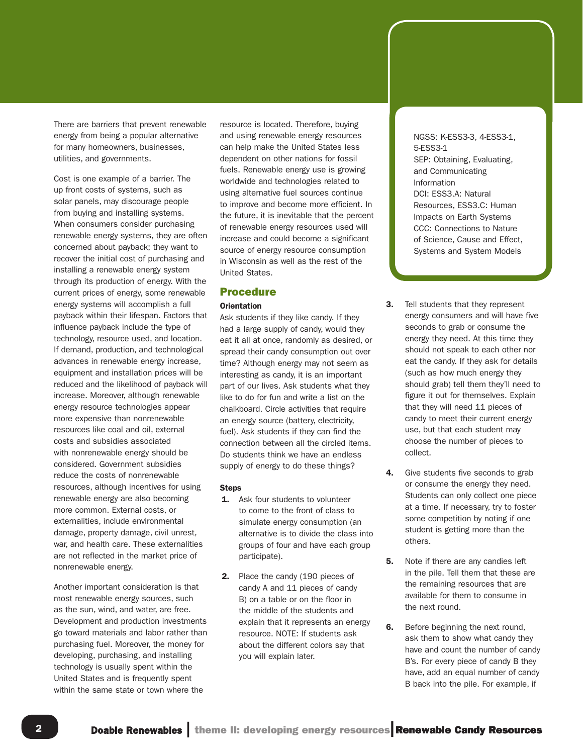There are barriers that prevent renewable energy from being a popular alternative for many homeowners, businesses, utilities, and governments.

Cost is one example of a barrier. The up front costs of systems, such as solar panels, may discourage people from buying and installing systems. When consumers consider purchasing renewable energy systems, they are often concerned about payback; they want to recover the initial cost of purchasing and installing a renewable energy system through its production of energy. With the current prices of energy, some renewable energy systems will accomplish a full payback within their lifespan. Factors that influence payback include the type of technology, resource used, and location. If demand, production, and technological advances in renewable energy increase, equipment and installation prices will be reduced and the likelihood of payback will increase. Moreover, although renewable energy resource technologies appear more expensive than nonrenewable resources like coal and oil, external costs and subsidies associated with nonrenewable energy should be considered. Government subsidies reduce the costs of nonrenewable resources, although incentives for using renewable energy are also becoming more common. External costs, or externalities, include environmental damage, property damage, civil unrest, war, and health care. These externalities are not reflected in the market price of nonrenewable energy.

Another important consideration is that most renewable energy sources, such as the sun, wind, and water, are free. Development and production investments go toward materials and labor rather than purchasing fuel. Moreover, the money for developing, purchasing, and installing technology is usually spent within the United States and is frequently spent within the same state or town where the resource is located. Therefore, buying and using renewable energy resources can help make the United States less dependent on other nations for fossil fuels. Renewable energy use is growing worldwide and technologies related to using alternative fuel sources continue to improve and become more efficient. In the future, it is inevitable that the percent of renewable energy resources used will increase and could become a significant source of energy resource consumption in Wisconsin as well as the rest of the United States.

## Procedure

### Orientation

Ask students if they like candy. If they had a large supply of candy, would they eat it all at once, randomly as desired, or spread their candy consumption out over time? Although energy may not seem as interesting as candy, it is an important part of our lives. Ask students what they like to do for fun and write a list on the chalkboard. Circle activities that require an energy source (battery, electricity, fuel). Ask students if they can find the connection between all the circled items. Do students think we have an endless supply of energy to do these things?

### Steps

1. Ask four students to volunteer to come to the front of class to simulate energy consumption (an alternative is to divide the class into groups of four and have each group participate).
2. Place the candy (190 pieces of candy A and 11 pieces of candy B) on a table or on the floor in the middle of the students and explain that it represents an energy resource. NOTE: If students ask about the different colors say that you will explain later.

NGSS: K-ESS3-3, 4-ESS3-1, 5-ESS3-1
SEP: Obtaining, Evaluating, and Communicating Information
DCI: ESS3.A: Natural Resources, ESS3.C: Human Impacts on Earth Systems
CCC: Connections to Nature of Science, Cause and Effect, Systems and System Models

3. Tell students that they represent energy consumers and will have five seconds to grab or consume the energy they need. At this time they should not speak to each other nor eat the candy. If they ask for details (such as how much energy they should grab) tell them they'll need to figure it out for themselves. Explain that they will need 11 pieces of candy to meet their current energy use, but that each student may choose the number of pieces to collect.
4. Give students five seconds to grab or consume the energy they need. Students can only collect one piece at a time. If necessary, try to foster some competition by noting if one student is getting more than the others.
5. Note if there are any candies left in the pile. Tell them that these are the remaining resources that are available for them to consume in the next round.
6. Before beginning the next round, ask them to show what candy they have and count the number of candy B's. For every piece of candy B they have, add an equal number of candy B back into the pile. For example, if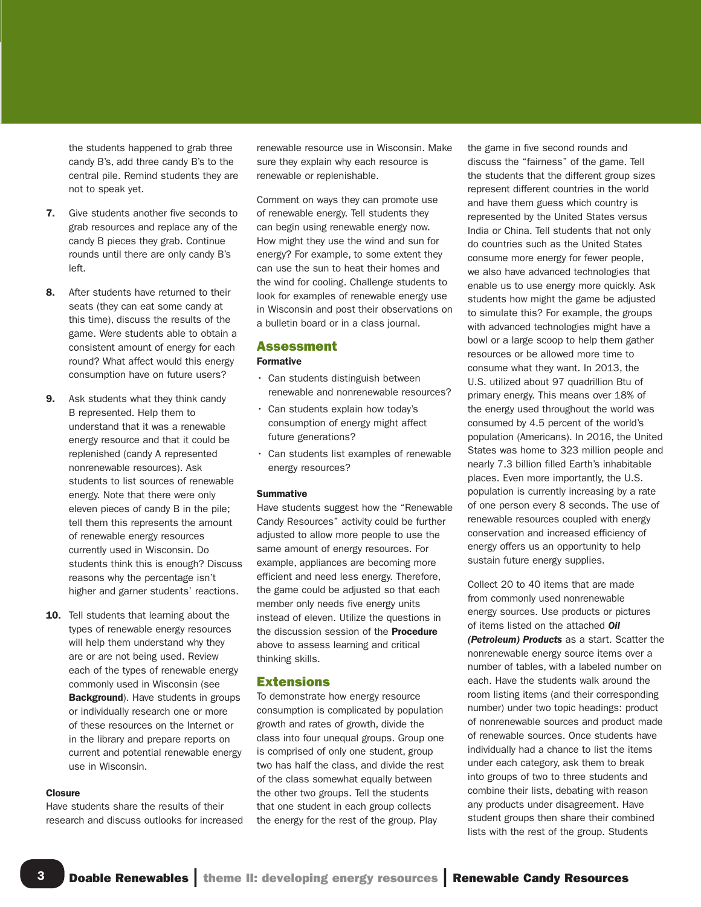the students happened to grab three candy B's, add three candy B's to the central pile. Remind students they are not to speak yet.

7. Give students another five seconds to grab resources and replace any of the candy B pieces they grab. Continue rounds until there are only candy B's left.

8. After students have returned to their seats (they can eat some candy at this time), discuss the results of the game. Were students able to obtain a consistent amount of energy for each round? What affect would this energy consumption have on future users?

9. Ask students what they think candy B represented. Help them to understand that it was a renewable energy resource and that it could be replenished (candy A represented nonrenewable resources). Ask students to list sources of renewable energy. Note that there were only eleven pieces of candy B in the pile; tell them this represents the amount of renewable energy resources currently used in Wisconsin. Do students think this is enough? Discuss reasons why the percentage isn't higher and garner students' reactions.

10. Tell students that learning about the types of renewable energy resources will help them understand why they are or are not being used. Review each of the types of renewable energy commonly used in Wisconsin (see **Background**). Have students in groups or individually research one or more of these resources on the Internet or in the library and prepare reports on current and potential renewable energy use in Wisconsin.

**Closure**

Have students share the results of their research and discuss outlooks for increased renewable resource use in Wisconsin. Make sure they explain why each resource is renewable or replenishable.

Comment on ways they can promote use of renewable energy. Tell students they can begin using renewable energy now. How might they use the wind and sun for energy? For example, to some extent they can use the sun to heat their homes and the wind for cooling. Challenge students to look for examples of renewable energy use in Wisconsin and post their observations on a bulletin board or in a class journal.

## Assessment

**Formative**

- Can students distinguish between renewable and nonrenewable resources?
- Can students explain how today's consumption of energy might affect future generations?
- Can students list examples of renewable energy resources?

**Summative**

Have students suggest how the "Renewable Candy Resources" activity could be further adjusted to allow more people to use the same amount of energy resources. For example, appliances are becoming more efficient and need less energy. Therefore, the game could be adjusted so that each member only needs five energy units instead of eleven. Utilize the questions in the discussion session of the **Procedure** above to assess learning and critical thinking skills.

## Extensions

To demonstrate how energy resource consumption is complicated by population growth and rates of growth, divide the class into four unequal groups. Group one is comprised of only one student, group two has half the class, and divide the rest of the class somewhat equally between the other two groups. Tell the students that one student in each group collects the energy for the rest of the group. Play the game in five second rounds and discuss the "fairness" of the game. Tell the students that the different group sizes represent different countries in the world and have them guess which country is represented by the United States versus India or China. Tell students that not only do countries such as the United States consume more energy for fewer people, we also have advanced technologies that enable us to use energy more quickly. Ask students how might the game be adjusted to simulate this? For example, the groups with advanced technologies might have a bowl or a large scoop to help them gather resources or be allowed more time to consume what they want. In 2013, the U.S. utilized about 97 quadrillion Btu of primary energy. This means over 18% of the energy used throughout the world was consumed by 4.5 percent of the world's population (Americans). In 2016, the United States was home to 323 million people and nearly 7.3 billion filled Earth's inhabitable places. Even more importantly, the U.S. population is currently increasing by a rate of one person every 8 seconds. The use of renewable resources coupled with energy conservation and increased efficiency of energy offers us an opportunity to help sustain future energy supplies.

Collect 20 to 40 items that are made from commonly used nonrenewable energy sources. Use products or pictures of items listed on the attached ***Oil (Petroleum) Products*** as a start. Scatter the nonrenewable energy source items over a number of tables, with a labeled number on each. Have the students walk around the room listing items (and their corresponding number) under two topic headings: product of nonrenewable sources and product made of renewable sources. Once students have individually had a chance to list the items under each category, ask them to break into groups of two to three students and combine their lists, debating with reason any products under disagreement. Have student groups then share their combined lists with the rest of the group. Students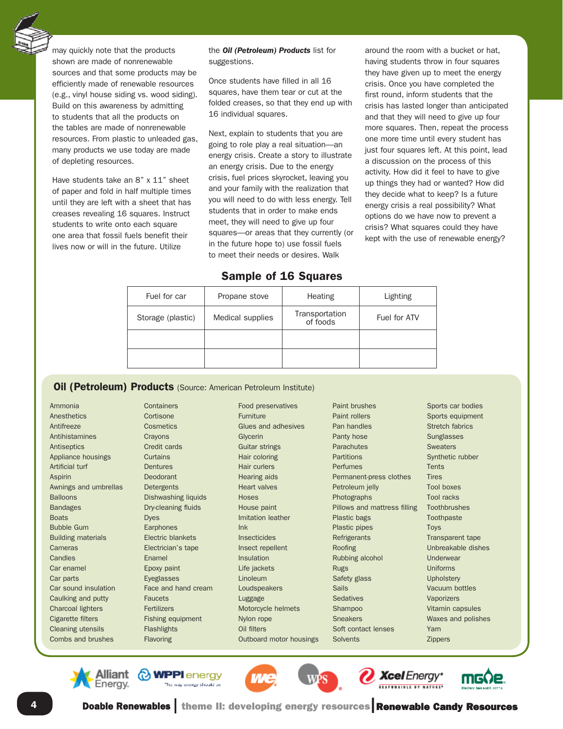may quickly note that the products shown are made of nonrenewable sources and that some products may be efficiently made of renewable resources (e.g., vinyl house siding vs. wood siding). Build on this awareness by admitting to students that all the products on the tables are made of nonrenewable resources. From plastic to unleaded gas, many products we use today are made of depleting resources.

Have students take an 8" x 11" sheet of paper and fold in half multiple times until they are left with a sheet that has creases revealing 16 squares. Instruct students to write onto each square one area that fossil fuels benefit their lives now or will in the future. Utilize the ***Oil (Petroleum) Products*** list for suggestions.

Once students have filled in all 16 squares, have them tear or cut at the folded creases, so that they end up with 16 individual squares.

Next, explain to students that you are going to role play a real situation—an energy crisis. Create a story to illustrate an energy crisis. Due to the energy crisis, fuel prices skyrocket, leaving you and your family with the realization that you will need to do with less energy. Tell students that in order to make ends meet, they will need to give up four squares—or areas that they currently (or in the future hope to) use fossil fuels to meet their needs or desires. Walk around the room with a bucket or hat, having students throw in four squares they have given up to meet the energy crisis. Once you have completed the first round, inform students that the crisis has lasted longer than anticipated and that they will need to give up four more squares. Then, repeat the process one more time until every student has just four squares left. At this point, lead a discussion on the process of this activity. How did it feel to have to give up things they had or wanted? How did they decide what to keep? Is a future energy crisis a real possibility? What options do we have now to prevent a crisis? What squares could they have kept with the use of renewable energy?

## Sample of 16 Squares

| | | | |
|---|---|---|---|
| Fuel for car | Propane stove | Heating | Lighting |
| Storage (plastic) | Medical supplies | Transportation of foods | Fuel for ATV |
| | | | |
| | | | |

## Oil (Petroleum) Products (Source: American Petroleum Institute)

Ammonia
Anesthetics
Antifreeze
Antihistamines
Antiseptics
Appliance housings
Artificial turf
Aspirin
Awnings and umbrellas
Balloons
Bandages
Boats
Bubble Gum
Building materials
Cameras
Candles
Car enamel
Car parts
Car sound insulation
Caulking and putty
Charcoal lighters
Cigarette filters
Cleaning utensils
Combs and brushes
Containers
Cortisone
Cosmetics
Crayons
Credit cards
Curtains
Dentures
Deodorant
Detergents
Dishwashing liquids
Dry-cleaning fluids
Dyes
Earphones
Electric blankets
Electrician's tape
Enamel
Epoxy paint
Eyeglasses
Face and hand cream
Faucets
Fertilizers
Fishing equipment
Flashlights
Flavoring
Food preservatives
Furniture
Glues and adhesives
Glycerin
Guitar strings
Hair coloring
Hair curlers
Hearing aids
Heart valves
Hoses
House paint
Imitation leather
Ink
Insecticides
Insect repellent
Insulation
Life jackets
Linoleum
Loudspeakers
Luggage
Motorcycle helmets
Nylon rope
Oil filters
Outboard motor housings
Paint brushes
Paint rollers
Pan handles
Panty hose
Parachutes
Partitions
Perfumes
Permanent-press clothes
Petroleum jelly
Photographs
Pillows and mattress filling
Plastic bags
Plastic pipes
Refrigerants
Roofing
Rubbing alcohol
Rugs
Safety glass
Sails
Sedatives
Shampoo
Sneakers
Soft contact lenses
Solvents
Sports car bodies
Sports equipment
Stretch fabrics
Sunglasses
Sweaters
Synthetic rubber
Tents
Tires
Tool boxes
Tool racks
Toothbrushes
Toothpaste
Toys
Transparent tape
Unbreakable dishes
Underwear
Uniforms
Upholstery
Vacuum bottles
Vaporizers
Vitamin capsules
Waxes and polishes
Yarn
Zippers